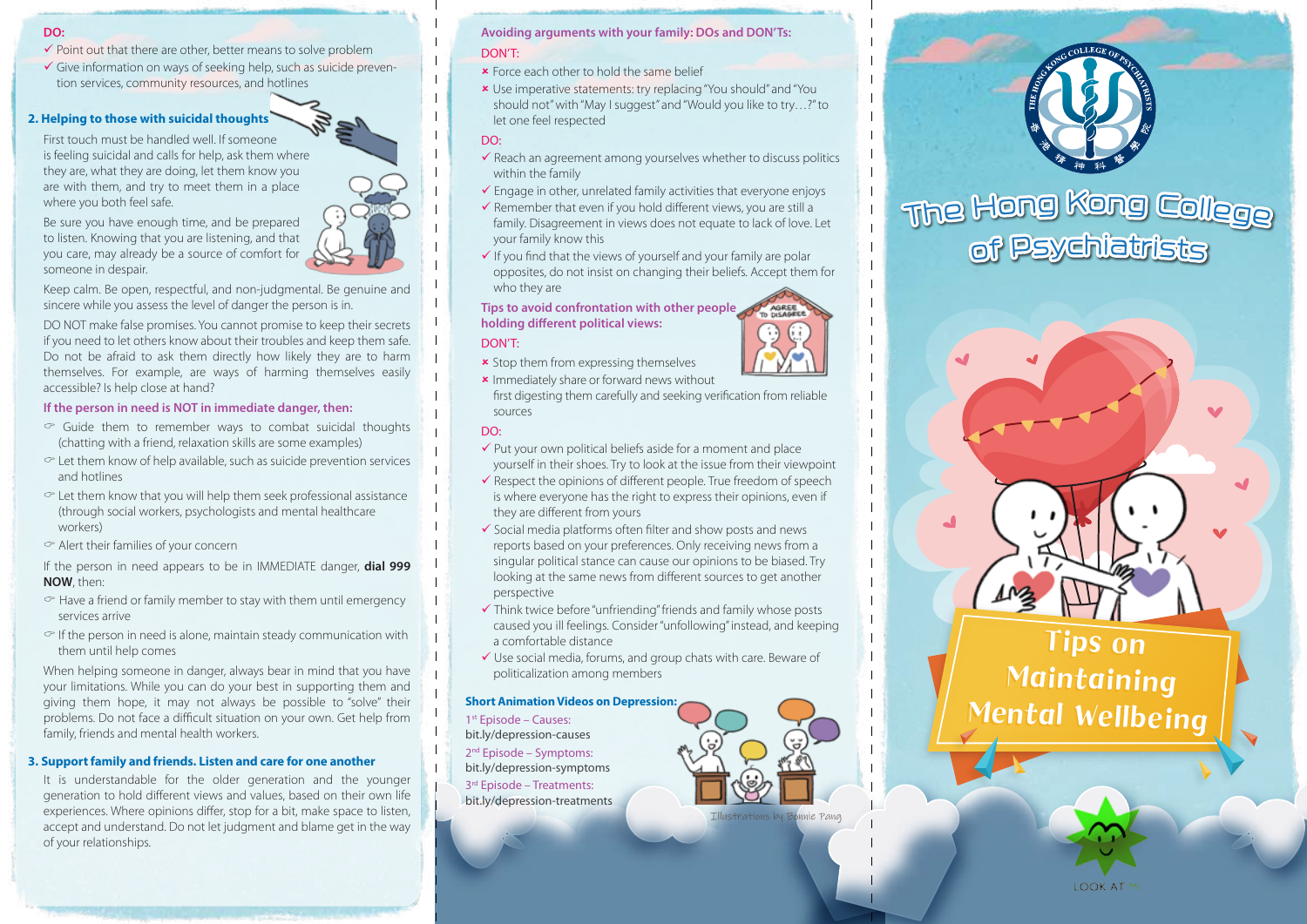**DO:**

- ✓ Point out that there are other, better means to solve problem
- ✓ Give information on ways of seeking help, such as suicide prevention services, community resources, and hotlines

### 2. Helping to those with suicidal thoughts

First touch must be handled well. If someone is feeling suicidal and calls for help, ask them where they are, what they are doing, let them know you are with them, and try to meet them in a place where you both feel safe.

Be sure you have enough time, and be prepared to listen. Knowing that you are listening, and that you care, may already be a source of comfort for someone in despair.

Keep calm. Be open, respectful, and non-judgmental. Be genuine and sincere while you assess the level of danger the person is in.

DO NOT make false promises. You cannot promise to keep their secrets if you need to let others know about their troubles and keep them safe. Do not be afraid to ask them directly how likely they are to harm themselves. For example, are ways of harming themselves easily accessible? Is help close at hand?

**If the person in need is NOT in immediate danger, then:**

- ☞ Guide them to remember ways to combat suicidal thoughts (chatting with a friend, relaxation skills are some examples)
- ☞ Let them know of help available, such as suicide prevention services and hotlines
- ☞ Let them know that you will help them seek professional assistance (through social workers, psychologists and mental healthcare workers)
- ☞ Alert their families of your concern

If the person in need appears to be in IMMEDIATE danger, **dial 999 NOW**, then:

- ☞ Have a friend or family member to stay with them until emergency services arrive
- ☞ If the person in need is alone, maintain steady communication with them until help comes

When helping someone in danger, always bear in mind that you have your limitations. While you can do your best in supporting them and giving them hope, it may not always be possible to "solve" their problems. Do not face a difficult situation on your own. Get help from family, friends and mental health workers.

### 3. Support family and friends. Listen and care for one another

It is understandable for the older generation and the younger generation to hold different views and values, based on their own life experiences. Where opinions differ, stop for a bit, make space to listen, accept and understand. Do not let judgment and blame get in the way of your relationships.

**Avoiding arguments with your family: DOs and DON'Ts:**

DON'T:

- ✗ Force each other to hold the same belief
- ✗ Use imperative statements: try replacing "You should" and "You should not" with "May I suggest" and "Would you like to try…?" to let one feel respected

DO:

- ✓ Reach an agreement among yourselves whether to discuss politics within the family
- ✓ Engage in other, unrelated family activities that everyone enjoys
- ✓ Remember that even if you hold different views, you are still a family. Disagreement in views does not equate to lack of love. Let your family know this
- ✓ If you find that the views of yourself and your family are polar opposites, do not insist on changing their beliefs. Accept them for who they are

**Tips to avoid confrontation with other people holding different political views:**

DON'T:

- ✗ Stop them from expressing themselves
- ✗ Immediately share or forward news without first digesting them carefully and seeking verification from reliable sources

DO:

- ✓ Put your own political beliefs aside for a moment and place yourself in their shoes. Try to look at the issue from their viewpoint
- ✓ Respect the opinions of different people. True freedom of speech is where everyone has the right to express their opinions, even if they are different from yours
- ✓ Social media platforms often filter and show posts and news reports based on your preferences. Only receiving news from a singular political stance can cause our opinions to be biased. Try looking at the same news from different sources to get another perspective
- ✓ Think twice before "unfriending" friends and family whose posts caused you ill feelings. Consider "unfollowing" instead, and keeping a comfortable distance
- ✓ Use social media, forums, and group chats with care. Beware of politicalization among members

**Short Animation Videos on Depression:**

1st Episode – Causes:
bit.ly/depression-causes

2nd Episode – Symptoms:
bit.ly/depression-symptoms

3rd Episode – Treatments:
bit.ly/depression-treatments

Illustrations by Bonnie Pang

# The Hong Kong College of Psychiatrists

## Tips on Maintaining Mental Wellbeing

LOOK AT MI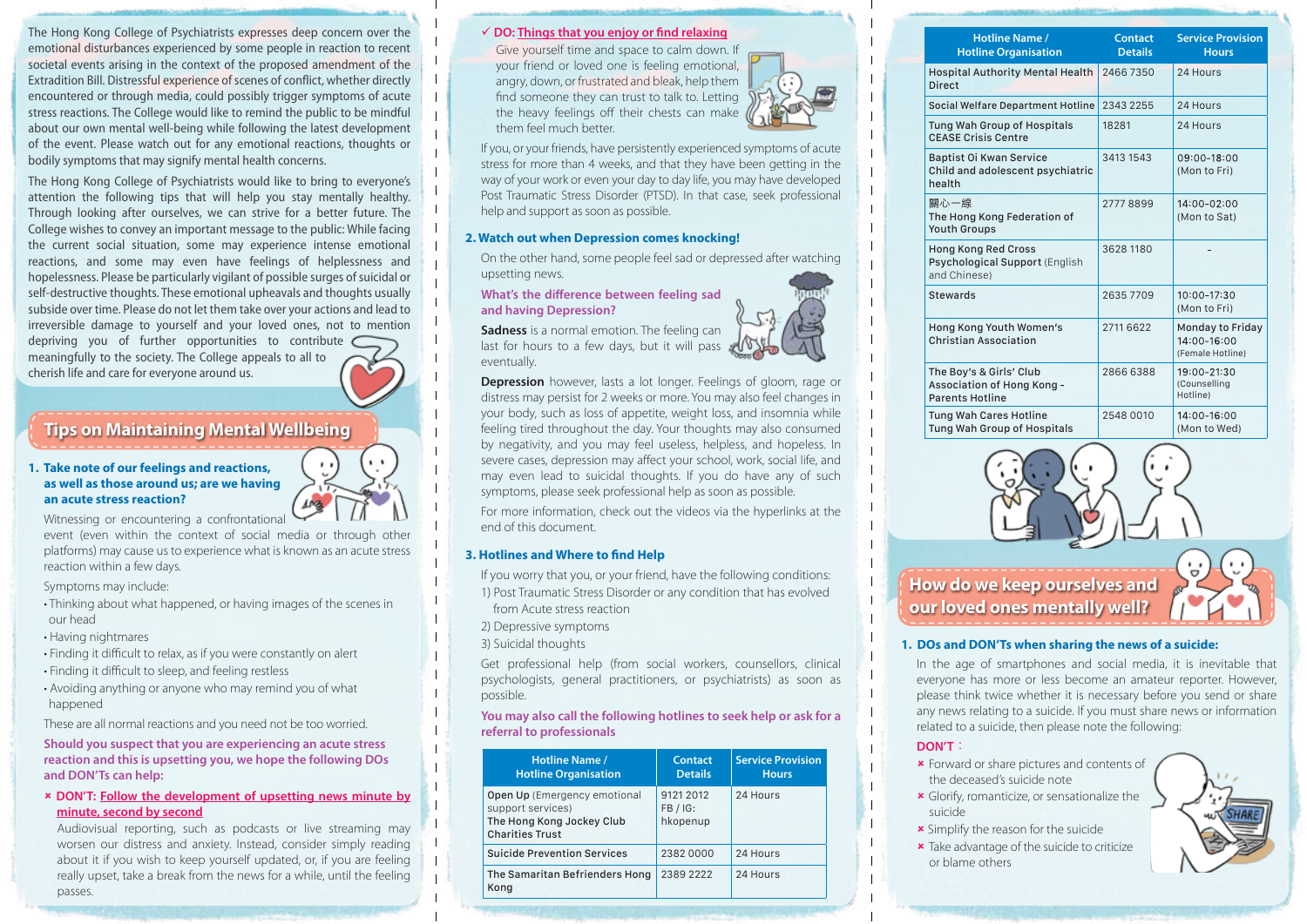The Hong Kong College of Psychiatrists expresses deep concern over the emotional disturbances experienced by some people in reaction to recent societal events arising in the context of the proposed amendment of the Extradition Bill. Distressful experience of scenes of conflict, whether directly encountered or through media, could possibly trigger symptoms of acute stress reactions. The College would like to remind the public to be mindful about our own mental well-being while following the latest development of the event. Please watch out for any emotional reactions, thoughts or bodily symptoms that may signify mental health concerns.

The Hong Kong College of Psychiatrists would like to bring to everyone's attention the following tips that will help you stay mentally healthy. Through looking after ourselves, we can strive for a better future. The College wishes to convey an important message to the public: While facing the current social situation, some may experience intense emotional reactions, and some may even have feelings of helplessness and hopelessness. Please be particularly vigilant of possible surges of suicidal or self-destructive thoughts. These emotional upheavals and thoughts usually subside over time. Please do not let them take over your actions and lead to irreversible damage to yourself and your loved ones, not to mention depriving you of further opportunities to contribute meaningfully to the society. The College appeals to all to cherish life and care for everyone around us.

## Tips on Maintaining Mental Wellbeing

### 1. Take note of our feelings and reactions, as well as those around us; are we having an acute stress reaction?

Witnessing or encountering a confrontational event (even within the context of social media or through other platforms) may cause us to experience what is known as an acute stress reaction within a few days.

Symptoms may include:

- Thinking about what happened, or having images of the scenes in our head
- Having nightmares
- Finding it difficult to relax, as if you were constantly on alert
- Finding it difficult to sleep, and feeling restless
- Avoiding anything or anyone who may remind you of what happened

These are all normal reactions and you need not be too worried.

**Should you suspect that you are experiencing an acute stress reaction and this is upsetting you, we hope the following DOs and DON'Ts can help:**

× **DON'T: Follow the development of upsetting news minute by minute, second by second**

Audiovisual reporting, such as podcasts or live streaming may worsen our distress and anxiety. Instead, consider simply reading about it if you wish to keep yourself updated, or, if you are feeling really upset, take a break from the news for a while, until the feeling passes.

✓ **DO: Things that you enjoy or find relaxing**

Give yourself time and space to calm down. If your friend or loved one is feeling emotional, angry, down, or frustrated and bleak, help them find someone they can trust to talk to. Letting the heavy feelings off their chests can make them feel much better.

If you, or your friends, have persistently experienced symptoms of acute stress for more than 4 weeks, and that they have been getting in the way of your work or even your day to day life, you may have developed Post Traumatic Stress Disorder (PTSD). In that case, seek professional help and support as soon as possible.

### 2. Watch out when Depression comes knocking!

On the other hand, some people feel sad or depressed after watching upsetting news.

**What's the difference between feeling sad and having Depression?**

**Sadness** is a normal emotion. The feeling can last for hours to a few days, but it will pass eventually.

**Depression** however, lasts a lot longer. Feelings of gloom, rage or distress may persist for 2 weeks or more. You may also feel changes in your body, such as loss of appetite, weight loss, and insomnia while feeling tired throughout the day. Your thoughts may also consumed by negativity, and you may feel useless, helpless, and hopeless. In severe cases, depression may affect your school, work, social life, and may even lead to suicidal thoughts. If you do have any of such symptoms, please seek professional help as soon as possible.

For more information, check out the videos via the hyperlinks at the end of this document.

### 3. Hotlines and Where to find Help

If you worry that you, or your friend, have the following conditions:

1) Post Traumatic Stress Disorder or any condition that has evolved from Acute stress reaction
2) Depressive symptoms
3) Suicidal thoughts

Get professional help (from social workers, counsellors, clinical psychologists, general practitioners, or psychiatrists) as soon as possible.

**You may also call the following hotlines to seek help or ask for a referral to professionals**

| Hotline Name / Hotline Organisation | Contact Details | Service Provision Hours |
|---|---|---|
| Open Up (Emergency emotional support service) The Hong Kong Jockey Club Charities Trust | 9121 2012 FB / IG: hkopenup | 24 Hours |
| Suicide Prevention Services | 2382 0000 | 24 Hours |
| The Samaritan Befrienders Hong Kong | 2389 2222 | 24 Hours |
| Hospital Authority Mental Health Direct | 2466 7350 | 24 Hours |
| Social Welfare Department Hotline | 2343 2255 | 24 Hours |
| Tung Wah Group of Hospitals CEASE Crisis Centre | 18281 | 24 Hours |
| Baptist Oi Kwan Service Child and adolescent psychiatric health | 3413 1543 | 09:00-18:00 (Mon to Fri) |
| 關心一線 The Hong Kong Federation of Youth Groups | 2777 8899 | 14:00-02:00 (Mon to Sat) |
| Hong Kong Red Cross Psychological Support (English and Chinese) | 3628 1180 | - |
| Stewards | 2635 7709 | 10:00-17:30 (Mon to Fri) |
| Hong Kong Youth Women's Christian Association | 2711 6622 | Monday to Friday 14:00-16:00 (Female Hotline) |
| The Boy's & Girls' Club Association of Hong Kong - Parents Hotline | 2866 6388 | 19:00-21:30 (Counselling Hotline) |
| Tung Wah Cares Hotline Tung Wah Group of Hospitals | 2548 0010 | 14:00-16:00 (Mon to Wed) |

## How do we keep ourselves and our loved ones mentally well?

### 1. DOs and DON'Ts when sharing the news of a suicide:

In the age of smartphones and social media, it is inevitable that everyone has more or less become an amateur reporter. However, please think twice whether it is necessary before you send or share any news relating to a suicide. If you must share news or information related to a suicide, then please note the following:

**DON'T：**

× Forward or share pictures and contents of the deceased's suicide note
× Glorify, romanticize, or sensationalize the suicide
× Simplify the reason for the suicide
× Take advantage of the suicide to criticize or blame others